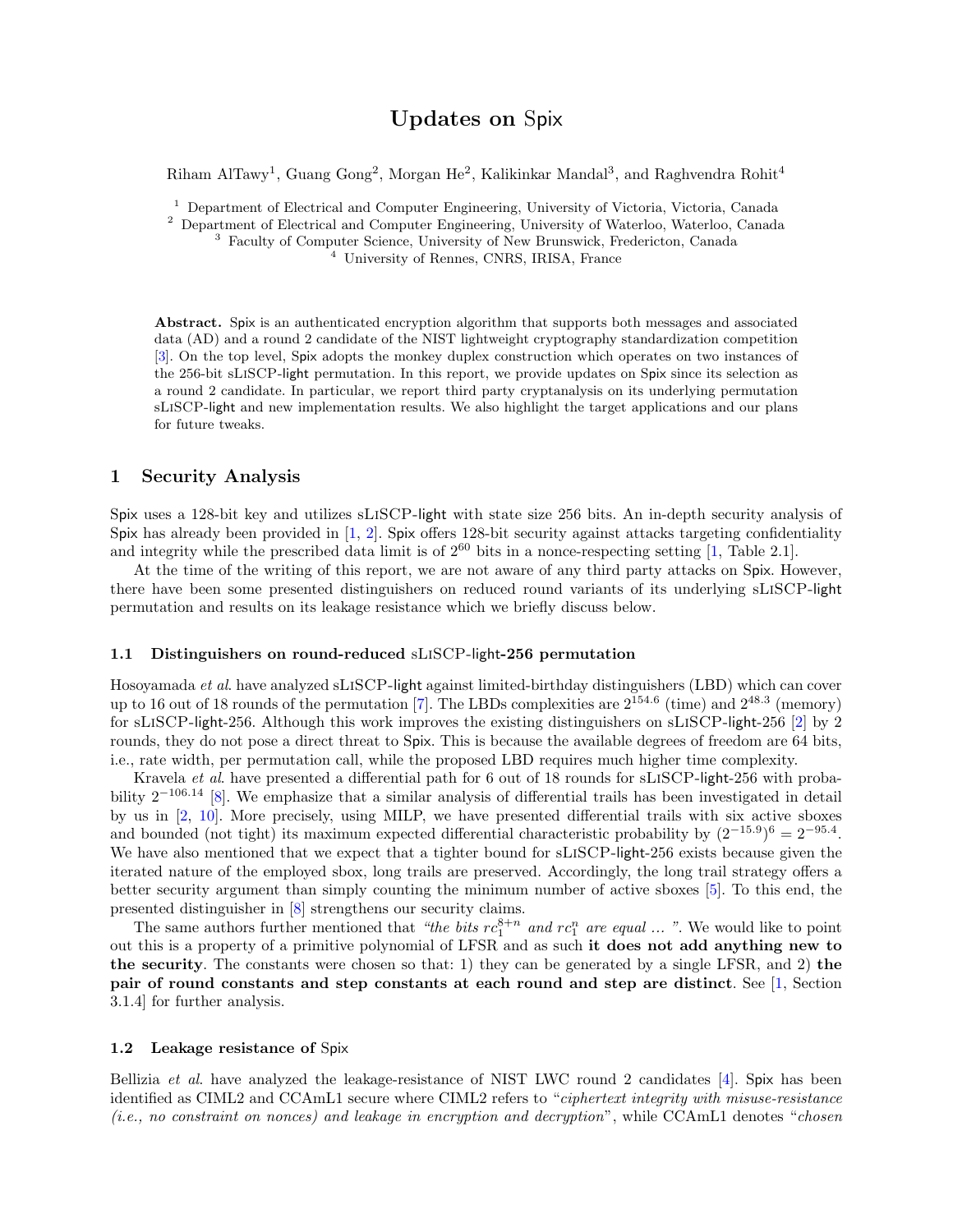# Updates on Spix

Riham AlTawy[1], Guang Gong[2], Morgan He[2], Kalikinkar Mandal[3], and Raghvendra Rohit[4]

[1] Department of Electrical and Computer Engineering, University of Victoria, Victoria, Canada
[2] Department of Electrical and Computer Engineering, University of Waterloo, Waterloo, Canada
[3] Faculty of Computer Science, University of New Brunswick, Fredericton, Canada
[4] University of Rennes, CNRS, IRISA, France

**Abstract.** Spix is an authenticated encryption algorithm that supports both messages and associated data (AD) and a round 2 candidate of the NIST lightweight cryptography standardization competition [3]. On the top level, Spix adopts the monkey duplex construction which operates on two instances of the 256-bit sLiSCP-light permutation. In this report, we provide updates on Spix since its selection as a round 2 candidate. In particular, we report third party cryptanalysis on its underlying permutation sLiSCP-light and new implementation results. We also highlight the target applications and our plans for future tweaks.

## 1 Security Analysis

Spix uses a 128-bit key and utilizes sLiSCP-light with state size 256 bits. An in-depth security analysis of Spix has already been provided in [1, 2]. Spix offers 128-bit security against attacks targeting confidentiality and integrity while the prescribed data limit is of $2^{60}$ bits in a nonce-respecting setting [1, Table 2.1].

At the time of the writing of this report, we are not aware of any third party attacks on Spix. However, there have been some presented distinguishers on reduced round variants of its underlying sLiSCP-light permutation and results on its leakage resistance which we briefly discuss below.

### 1.1 Distinguishers on round-reduced sLiSCP-light-256 permutation

Hosoyamada *et al*. have analyzed sLiSCP-light against limited-birthday distinguishers (LBD) which can cover up to 16 out of 18 rounds of the permutation [7]. The LBDs complexities are $2^{154.6}$ (time) and $2^{48.3}$ (memory) for sLiSCP-light-256. Although this work improves the existing distinguishers on sLiSCP-light-256 [2] by 2 rounds, they do not pose a direct threat to Spix. This is because the available degrees of freedom are 64 bits, i.e., rate width, per permutation call, while the proposed LBD requires much higher time complexity.

Kravela *et al*. have presented a differential path for 6 out of 18 rounds for sLiSCP-light-256 with probability $2^{-106.14}$ [8]. We emphasize that a similar analysis of differential trails has been investigated in detail by us in [2, 10]. More precisely, using MILP, we have presented differential trails with six active sboxes and bounded (not tight) its maximum expected differential characteristic probability by $(2^{-15.9})^6 = 2^{-95.4}$. We have also mentioned that we expect that a tighter bound for sLiSCP-light-256 exists because given the iterated nature of the employed sbox, long trails are preserved. Accordingly, the long trail strategy offers a better security argument than simply counting the minimum number of active sboxes [5]. To this end, the presented distinguisher in [8] strengthens our security claims.

The same authors further mentioned that *"the bits $rc_1^{8+n}$ and $rc_1^n$ are equal ... "*. We would like to point out this is a property of a primitive polynomial of LFSR and as such **it does not add anything new to the security**. The constants were chosen so that: 1) they can be generated by a single LFSR, and 2) **the pair of round constants and step constants at each round and step are distinct**. See [1, Section 3.1.4] for further analysis.

### 1.2 Leakage resistance of Spix

Bellizia *et al*. have analyzed the leakage-resistance of NIST LWC round 2 candidates [4]. Spix has been identified as CIML2 and CCAmL1 secure where CIML2 refers to "*ciphertext integrity with misuse-resistance (i.e., no constraint on nonces) and leakage in encryption and decryption*", while CCAmL1 denotes "*chosen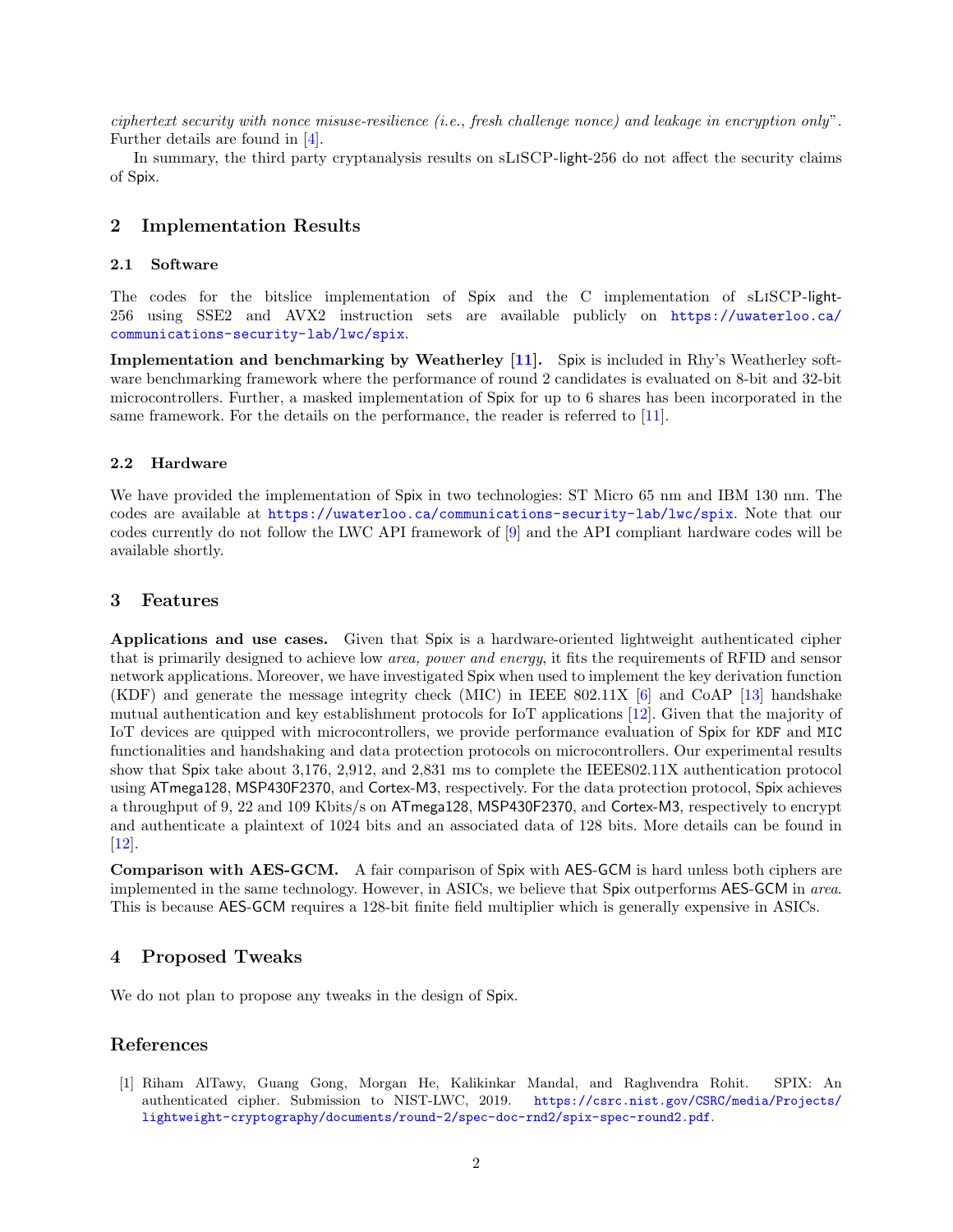*ciphertext security with nonce misuse-resilience (i.e., fresh challenge nonce) and leakage in encryption only*". Further details are found in [4].

In summary, the third party cryptanalysis results on sLiSCP-light-256 do not affect the security claims of Spix.

## 2 Implementation Results

### 2.1 Software

The codes for the bitslice implementation of Spix and the C implementation of sLiSCP-light-256 using SSE2 and AVX2 instruction sets are available publicly on https://uwaterloo.ca/communications-security-lab/lwc/spix.

**Implementation and benchmarking by Weatherley [11].** Spix is included in Rhy's Weatherley software benchmarking framework where the performance of round 2 candidates is evaluated on 8-bit and 32-bit microcontrollers. Further, a masked implementation of Spix for up to 6 shares has been incorporated in the same framework. For the details on the performance, the reader is referred to [11].

### 2.2 Hardware

We have provided the implementation of Spix in two technologies: ST Micro 65 nm and IBM 130 nm. The codes are available at https://uwaterloo.ca/communications-security-lab/lwc/spix. Note that our codes currently do not follow the LWC API framework of [9] and the API compliant hardware codes will be available shortly.

## 3 Features

**Applications and use cases.** Given that Spix is a hardware-oriented lightweight authenticated cipher that is primarily designed to achieve low *area, power and energy*, it fits the requirements of RFID and sensor network applications. Moreover, we have investigated Spix when used to implement the key derivation function (KDF) and generate the message integrity check (MIC) in IEEE 802.11X [6] and CoAP [13] handshake mutual authentication and key establishment protocols for IoT applications [12]. Given that the majority of IoT devices are quipped with microcontrollers, we provide performance evaluation of Spix for KDF and MIC functionalities and handshaking and data protection protocols on microcontrollers. Our experimental results show that Spix take about 3,176, 2,912, and 2,831 ms to complete the IEEE802.11X authentication protocol using ATmega128, MSP430F2370, and Cortex-M3, respectively. For the data protection protocol, Spix achieves a throughput of 9, 22 and 109 Kbits/s on ATmega128, MSP430F2370, and Cortex-M3, respectively to encrypt and authenticate a plaintext of 1024 bits and an associated data of 128 bits. More details can be found in [12].

**Comparison with AES-GCM.** A fair comparison of Spix with AES-GCM is hard unless both ciphers are implemented in the same technology. However, in ASICs, we believe that Spix outperforms AES-GCM in *area*. This is because AES-GCM requires a 128-bit finite field multiplier which is generally expensive in ASICs.

## 4 Proposed Tweaks

We do not plan to propose any tweaks in the design of Spix.

## References

[1] Riham AlTawy, Guang Gong, Morgan He, Kalikinkar Mandal, and Raghvendra Rohit. SPIX: An authenticated cipher. Submission to NIST-LWC, 2019. https://csrc.nist.gov/CSRC/media/Projects/lightweight-cryptography/documents/round-2/spec-doc-rnd2/spix-spec-round2.pdf.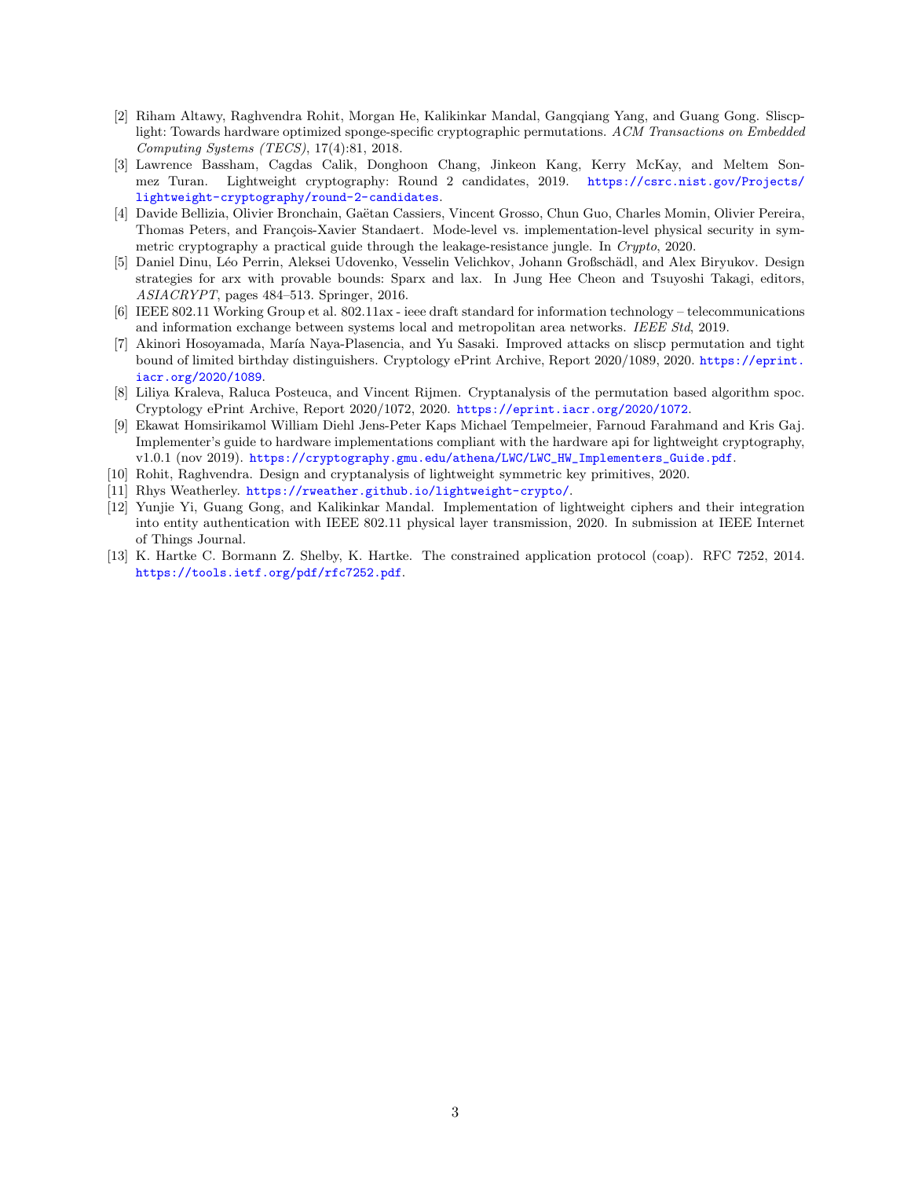[2] Riham Altawy, Raghvendra Rohit, Morgan He, Kalikinkar Mandal, Gangqiang Yang, and Guang Gong. Sliscp-light: Towards hardware optimized sponge-specific cryptographic permutations. *ACM Transactions on Embedded Computing Systems (TECS)*, 17(4):81, 2018.

[3] Lawrence Bassham, Cagdas Calik, Donghoon Chang, Jinkeon Kang, Kerry McKay, and Meltem Sonmez Turan. Lightweight cryptography: Round 2 candidates, 2019. https://csrc.nist.gov/Projects/lightweight-cryptography/round-2-candidates.

[4] Davide Bellizia, Olivier Bronchain, Gaëtan Cassiers, Vincent Grosso, Chun Guo, Charles Momin, Olivier Pereira, Thomas Peters, and François-Xavier Standaert. Mode-level vs. implementation-level physical security in symmetric cryptography a practical guide through the leakage-resistance jungle. In *Crypto*, 2020.

[5] Daniel Dinu, Léo Perrin, Aleksei Udovenko, Vesselin Velichkov, Johann Großschädl, and Alex Biryukov. Design strategies for arx with provable bounds: Sparx and lax. In Jung Hee Cheon and Tsuyoshi Takagi, editors, *ASIACRYPT*, pages 484–513. Springer, 2016.

[6] IEEE 802.11 Working Group et al. 802.11ax - ieee draft standard for information technology – telecommunications and information exchange between systems local and metropolitan area networks. *IEEE Std*, 2019.

[7] Akinori Hosoyamada, María Naya-Plasencia, and Yu Sasaki. Improved attacks on sliscp permutation and tight bound of limited birthday distinguishers. Cryptology ePrint Archive, Report 2020/1089, 2020. https://eprint.iacr.org/2020/1089.

[8] Liliya Kraleva, Raluca Posteuca, and Vincent Rijmen. Cryptanalysis of the permutation based algorithm spoc. Cryptology ePrint Archive, Report 2020/1072, 2020. https://eprint.iacr.org/2020/1072.

[9] Ekawat Homsirikamol William Diehl Jens-Peter Kaps Michael Tempelmeier, Farnoud Farahmand and Kris Gaj. Implementer's guide to hardware implementations compliant with the hardware api for lightweight cryptography, v1.0.1 (nov 2019). https://cryptography.gmu.edu/athena/LWC/LWC_HW_Implementers_Guide.pdf.

[10] Rohit, Raghvendra. Design and cryptanalysis of lightweight symmetric key primitives, 2020.

[11] Rhys Weatherley. https://rweather.github.io/lightweight-crypto/.

[12] Yunjie Yi, Guang Gong, and Kalikinkar Mandal. Implementation of lightweight ciphers and their integration into entity authentication with IEEE 802.11 physical layer transmission, 2020. In submission at IEEE Internet of Things Journal.

[13] K. Hartke C. Bormann Z. Shelby, K. Hartke. The constrained application protocol (coap). RFC 7252, 2014. https://tools.ietf.org/pdf/rfc7252.pdf.